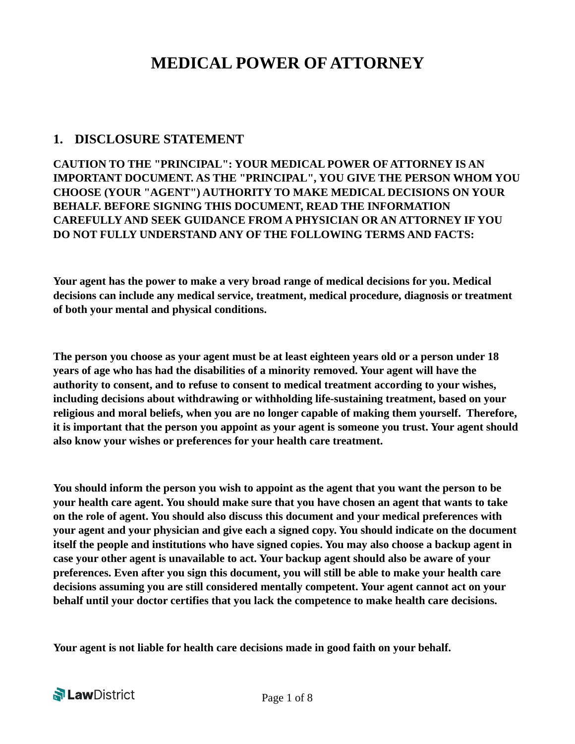# MEDICAL POWER OF ATTORNEY

## 1. DISCLOSURE STATEMENT

**CAUTION TO THE "PRINCIPAL": YOUR MEDICAL POWER OF ATTORNEY IS AN IMPORTANT DOCUMENT. AS THE "PRINCIPAL", YOU GIVE THE PERSON WHOM YOU CHOOSE (YOUR "AGENT") AUTHORITY TO MAKE MEDICAL DECISIONS ON YOUR BEHALF. BEFORE SIGNING THIS DOCUMENT, READ THE INFORMATION CAREFULLY AND SEEK GUIDANCE FROM A PHYSICIAN OR AN ATTORNEY IF YOU DO NOT FULLY UNDERSTAND ANY OF THE FOLLOWING TERMS AND FACTS:**

**Your agent has the power to make a very broad range of medical decisions for you. Medical decisions can include any medical service, treatment, medical procedure, diagnosis or treatment of both your mental and physical conditions.**

**The person you choose as your agent must be at least eighteen years old or a person under 18 years of age who has had the disabilities of a minority removed. Your agent will have the authority to consent, and to refuse to consent to medical treatment according to your wishes, including decisions about withdrawing or withholding life-sustaining treatment, based on your religious and moral beliefs, when you are no longer capable of making them yourself. Therefore, it is important that the person you appoint as your agent is someone you trust. Your agent should also know your wishes or preferences for your health care treatment.**

**You should inform the person you wish to appoint as the agent that you want the person to be your health care agent. You should make sure that you have chosen an agent that wants to take on the role of agent. You should also discuss this document and your medical preferences with your agent and your physician and give each a signed copy. You should indicate on the document itself the people and institutions who have signed copies. You may also choose a backup agent in case your other agent is unavailable to act. Your backup agent should also be aware of your preferences. Even after you sign this document, you will still be able to make your health care decisions assuming you are still considered mentally competent. Your agent cannot act on your behalf until your doctor certifies that you lack the competence to make health care decisions.**

**Your agent is not liable for health care decisions made in good faith on your behalf.**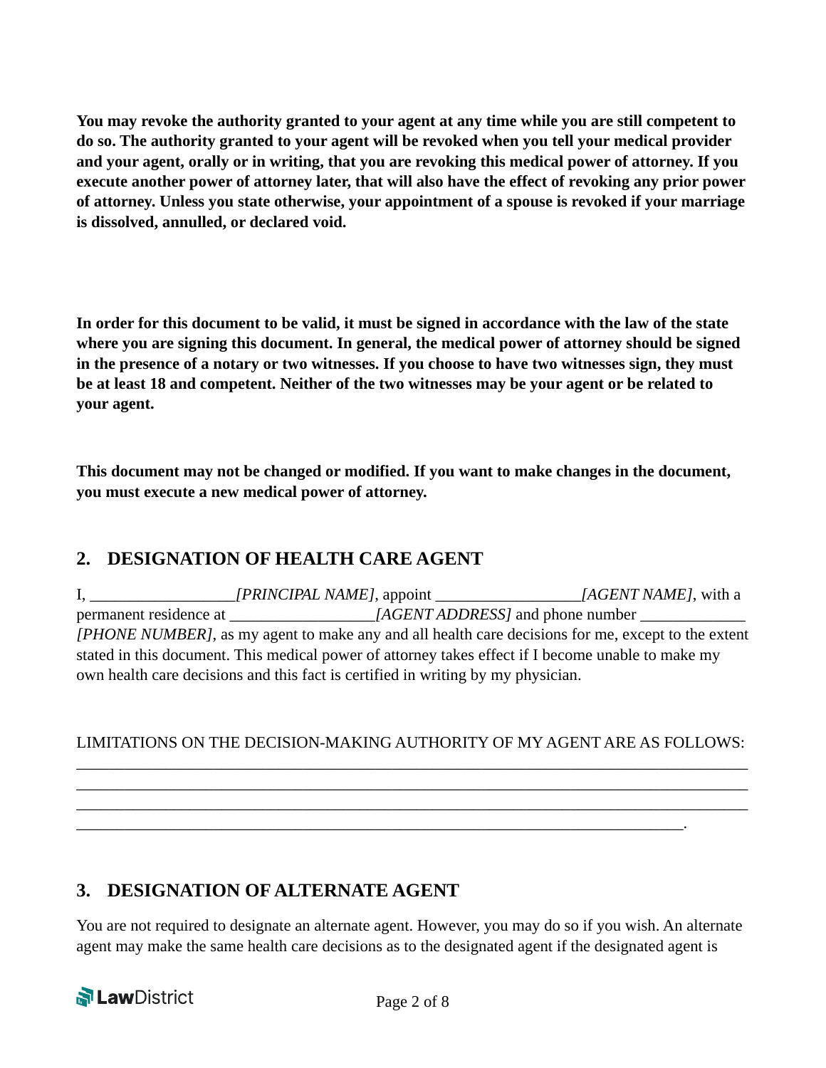**You may revoke the authority granted to your agent at any time while you are still competent to do so. The authority granted to your agent will be revoked when you tell your medical provider and your agent, orally or in writing, that you are revoking this medical power of attorney. If you execute another power of attorney later, that will also have the effect of revoking any prior power of attorney. Unless you state otherwise, your appointment of a spouse is revoked if your marriage is dissolved, annulled, or declared void.**

**In order for this document to be valid, it must be signed in accordance with the law of the state where you are signing this document. In general, the medical power of attorney should be signed in the presence of a notary or two witnesses. If you choose to have two witnesses sign, they must be at least 18 and competent. Neither of the two witnesses may be your agent or be related to your agent.**

**This document may not be changed or modified. If you want to make changes in the document, you must execute a new medical power of attorney.**

## 2. DESIGNATION OF HEALTH CARE AGENT

I, __________________*[PRINCIPAL NAME]*, appoint __________________*[AGENT NAME]*, with a permanent residence at __________________*[AGENT ADDRESS]* and phone number _____________ *[PHONE NUMBER]*, as my agent to make any and all health care decisions for me, except to the extent stated in this document. This medical power of attorney takes effect if I become unable to make my own health care decisions and this fact is certified in writing by my physician.

LIMITATIONS ON THE DECISION-MAKING AUTHORITY OF MY AGENT ARE AS FOLLOWS:
_________________________________________________________________________________
_________________________________________________________________________________
_________________________________________________________________________________
_____________________________________________________________________________.

## 3. DESIGNATION OF ALTERNATE AGENT

You are not required to designate an alternate agent. However, you may do so if you wish. An alternate agent may make the same health care decisions as to the designated agent if the designated agent is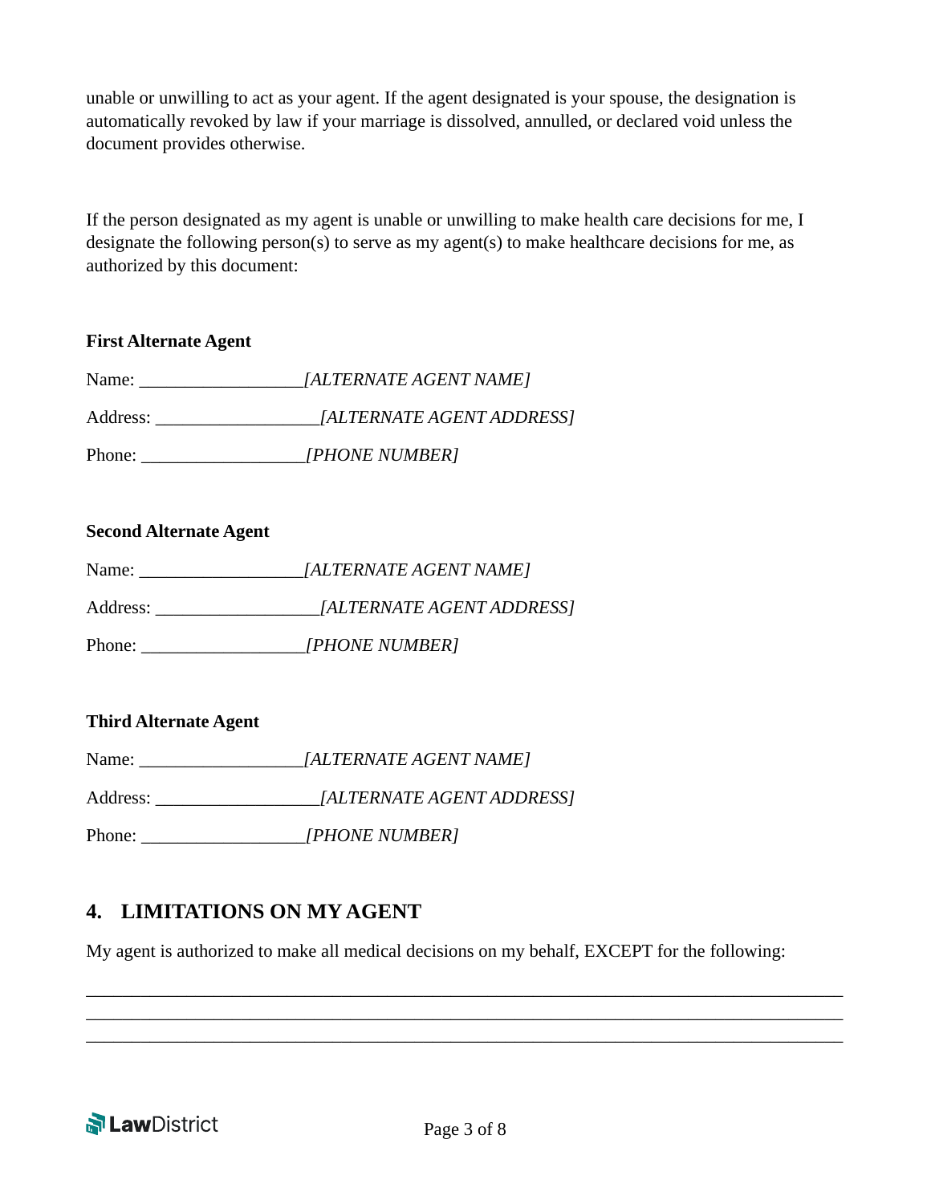unable or unwilling to act as your agent. If the agent designated is your spouse, the designation is automatically revoked by law if your marriage is dissolved, annulled, or declared void unless the document provides otherwise.

If the person designated as my agent is unable or unwilling to make health care decisions for me, I designate the following person(s) to serve as my agent(s) to make healthcare decisions for me, as authorized by this document:

**First Alternate Agent**

Name: __________________*[ALTERNATE AGENT NAME]*

Address: __________________*[ALTERNATE AGENT ADDRESS]*

Phone: __________________*[PHONE NUMBER]*

**Second Alternate Agent**

Name: __________________*[ALTERNATE AGENT NAME]*

Address: __________________*[ALTERNATE AGENT ADDRESS]*

Phone: __________________*[PHONE NUMBER]*

**Third Alternate Agent**

Name: __________________*[ALTERNATE AGENT NAME]*

Address: __________________*[ALTERNATE AGENT ADDRESS]*

Phone: __________________*[PHONE NUMBER]*

## 4. LIMITATIONS ON MY AGENT

My agent is authorized to make all medical decisions on my behalf, EXCEPT for the following:

______________________________________________________________________________
______________________________________________________________________________
______________________________________________________________________________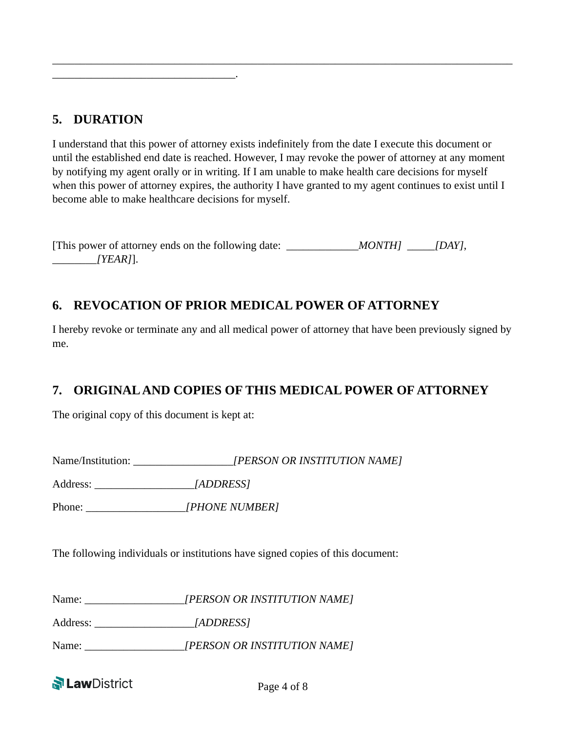______________________________________________________________________________
________________________________.

## 5. DURATION

I understand that this power of attorney exists indefinitely from the date I execute this document or until the established end date is reached. However, I may revoke the power of attorney at any moment by notifying my agent orally or in writing. If I am unable to make health care decisions for myself when this power of attorney expires, the authority I have granted to my agent continues to exist until I become able to make healthcare decisions for myself.

[This power of attorney ends on the following date: _____________*MONTH]* _____*[DAY]*, ________*[YEAR]*].

## 6. REVOCATION OF PRIOR MEDICAL POWER OF ATTORNEY

I hereby revoke or terminate any and all medical power of attorney that have been previously signed by me.

## 7. ORIGINAL AND COPIES OF THIS MEDICAL POWER OF ATTORNEY

The original copy of this document is kept at:

Name/Institution: __________________*[PERSON OR INSTITUTION NAME]*

Address: __________________*[ADDRESS]*

Phone: __________________*[PHONE NUMBER]*

The following individuals or institutions have signed copies of this document:

Name: __________________*[PERSON OR INSTITUTION NAME]*

Address: __________________*[ADDRESS]*

Name: __________________*[PERSON OR INSTITUTION NAME]*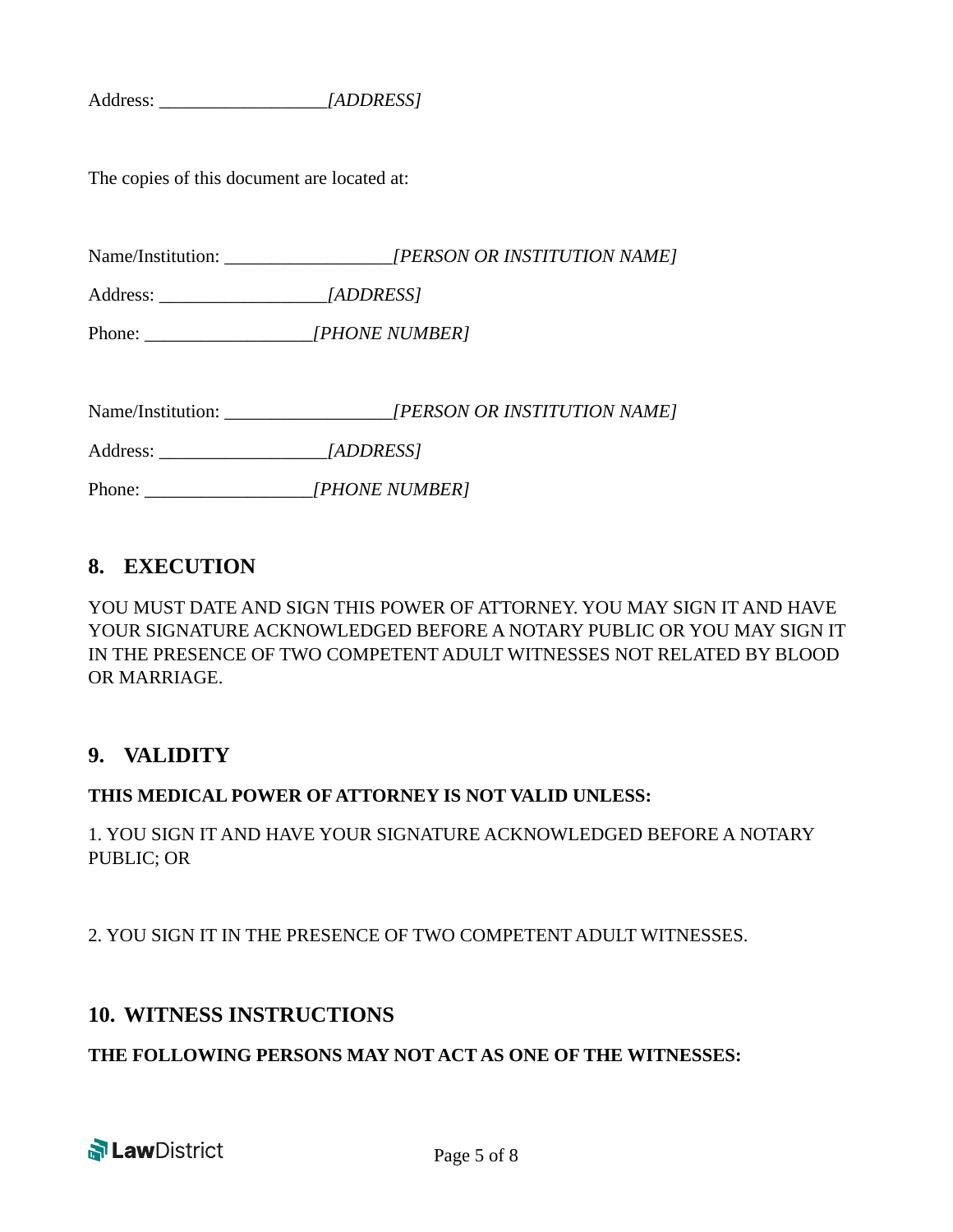Address: __________________*[ADDRESS]*

The copies of this document are located at:

Name/Institution: __________________*[PERSON OR INSTITUTION NAME]*

Address: __________________*[ADDRESS]*

Phone: __________________*[PHONE NUMBER]*

Name/Institution: __________________*[PERSON OR INSTITUTION NAME]*

Address: __________________*[ADDRESS]*

Phone: __________________*[PHONE NUMBER]*

## 8. EXECUTION

YOU MUST DATE AND SIGN THIS POWER OF ATTORNEY. YOU MAY SIGN IT AND HAVE YOUR SIGNATURE ACKNOWLEDGED BEFORE A NOTARY PUBLIC OR YOU MAY SIGN IT IN THE PRESENCE OF TWO COMPETENT ADULT WITNESSES NOT RELATED BY BLOOD OR MARRIAGE.

## 9. VALIDITY

**THIS MEDICAL POWER OF ATTORNEY IS NOT VALID UNLESS:**

1. YOU SIGN IT AND HAVE YOUR SIGNATURE ACKNOWLEDGED BEFORE A NOTARY PUBLIC; OR

2. YOU SIGN IT IN THE PRESENCE OF TWO COMPETENT ADULT WITNESSES.

## 10. WITNESS INSTRUCTIONS

**THE FOLLOWING PERSONS MAY NOT ACT AS ONE OF THE WITNESSES:**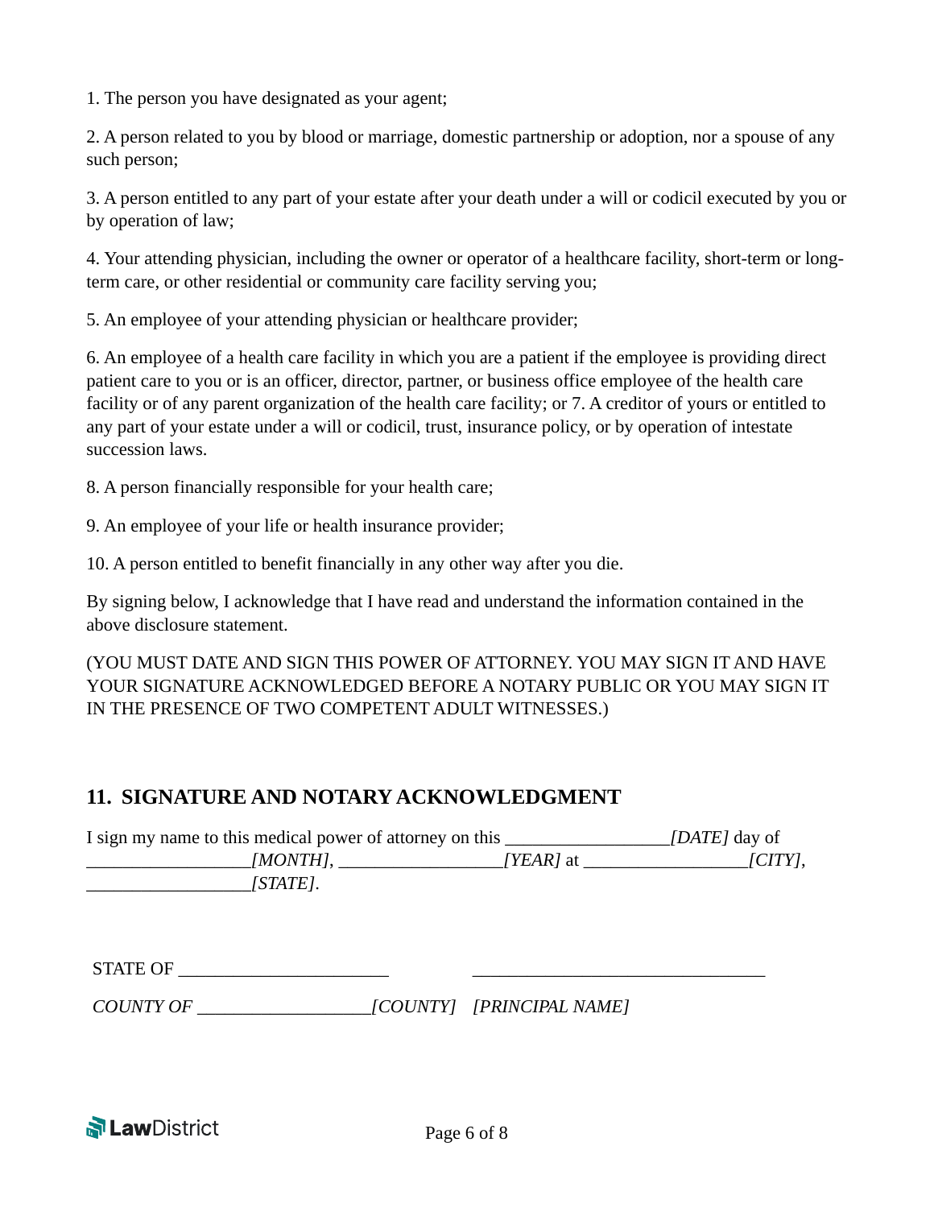1. The person you have designated as your agent;

2. A person related to you by blood or marriage, domestic partnership or adoption, nor a spouse of any such person;

3. A person entitled to any part of your estate after your death under a will or codicil executed by you or by operation of law;

4. Your attending physician, including the owner or operator of a healthcare facility, short-term or long-term care, or other residential or community care facility serving you;

5. An employee of your attending physician or healthcare provider;

6. An employee of a health care facility in which you are a patient if the employee is providing direct patient care to you or is an officer, director, partner, or business office employee of the health care facility or of any parent organization of the health care facility; or 7. A creditor of yours or entitled to any part of your estate under a will or codicil, trust, insurance policy, or by operation of intestate succession laws.

8. A person financially responsible for your health care;

9. An employee of your life or health insurance provider;

10. A person entitled to benefit financially in any other way after you die.

By signing below, I acknowledge that I have read and understand the information contained in the above disclosure statement.

(YOU MUST DATE AND SIGN THIS POWER OF ATTORNEY. YOU MAY SIGN IT AND HAVE YOUR SIGNATURE ACKNOWLEDGED BEFORE A NOTARY PUBLIC OR YOU MAY SIGN IT IN THE PRESENCE OF TWO COMPETENT ADULT WITNESSES.)

## 11. SIGNATURE AND NOTARY ACKNOWLEDGMENT

I sign my name to this medical power of attorney on this _________________*[DATE]* day of _________________*[MONTH]*, _________________*[YEAR]* at _________________*[CITY]*, _________________*[STATE]*.

STATE OF ______________________

*COUNTY OF* __________________*[COUNTY]*

________________________________

*[PRINCIPAL NAME]*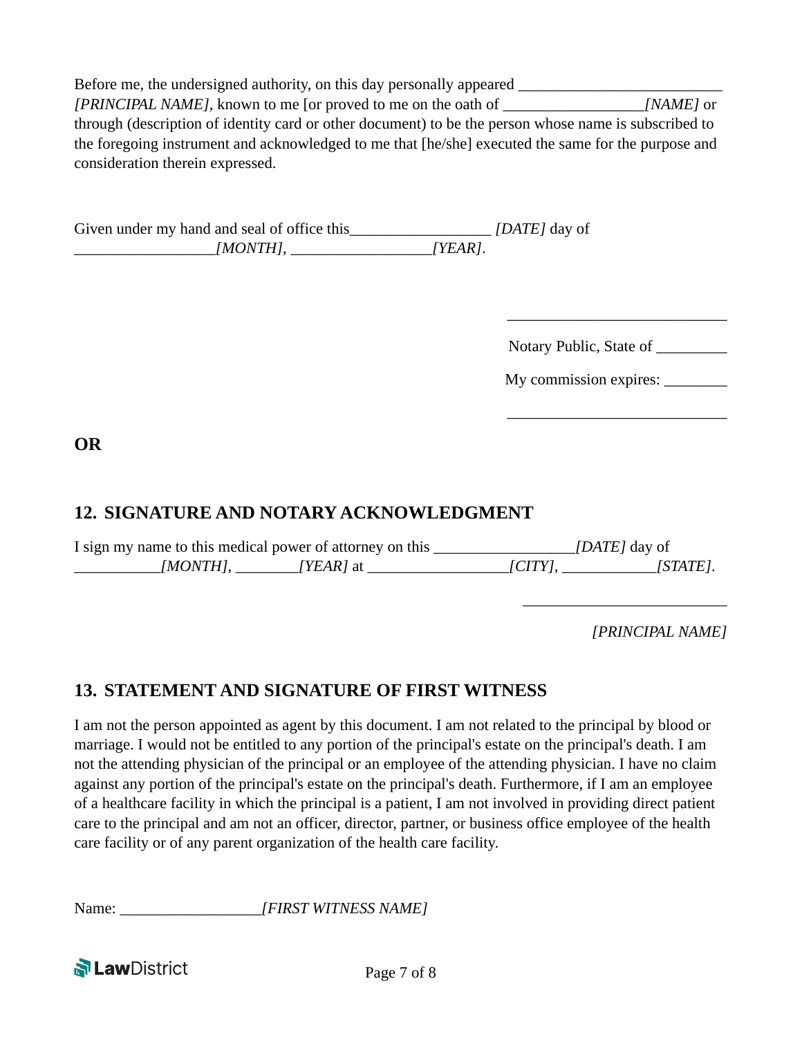Before me, the undersigned authority, on this day personally appeared ___________________________ *[PRINCIPAL NAME]*, known to me [or proved to me on the oath of __________________*[NAME]* or through (description of identity card or other document) to be the person whose name is subscribed to the foregoing instrument and acknowledged to me that [he/she] executed the same for the purpose and consideration therein expressed.

Given under my hand and seal of office this__________________ *[DATE]* day of __________________*[MONTH]*, __________________*[YEAR]*.

_____________________________

Notary Public, State of _________

My commission expires: ________

_____________________________

**OR**

## 12. SIGNATURE AND NOTARY ACKNOWLEDGMENT

I sign my name to this medical power of attorney on this __________________*[DATE]* day of ___________*[MONTH]*, ________*[YEAR]* at __________________*[CITY]*, ____________*[STATE]*.

___________________________

*[PRINCIPAL NAME]*

## 13. STATEMENT AND SIGNATURE OF FIRST WITNESS

I am not the person appointed as agent by this document. I am not related to the principal by blood or marriage. I would not be entitled to any portion of the principal's estate on the principal's death. I am not the attending physician of the principal or an employee of the attending physician. I have no claim against any portion of the principal's estate on the principal's death. Furthermore, if I am an employee of a healthcare facility in which the principal is a patient, I am not involved in providing direct patient care to the principal and am not an officer, director, partner, or business office employee of the health care facility or of any parent organization of the health care facility.

Name: __________________*[FIRST WITNESS NAME]*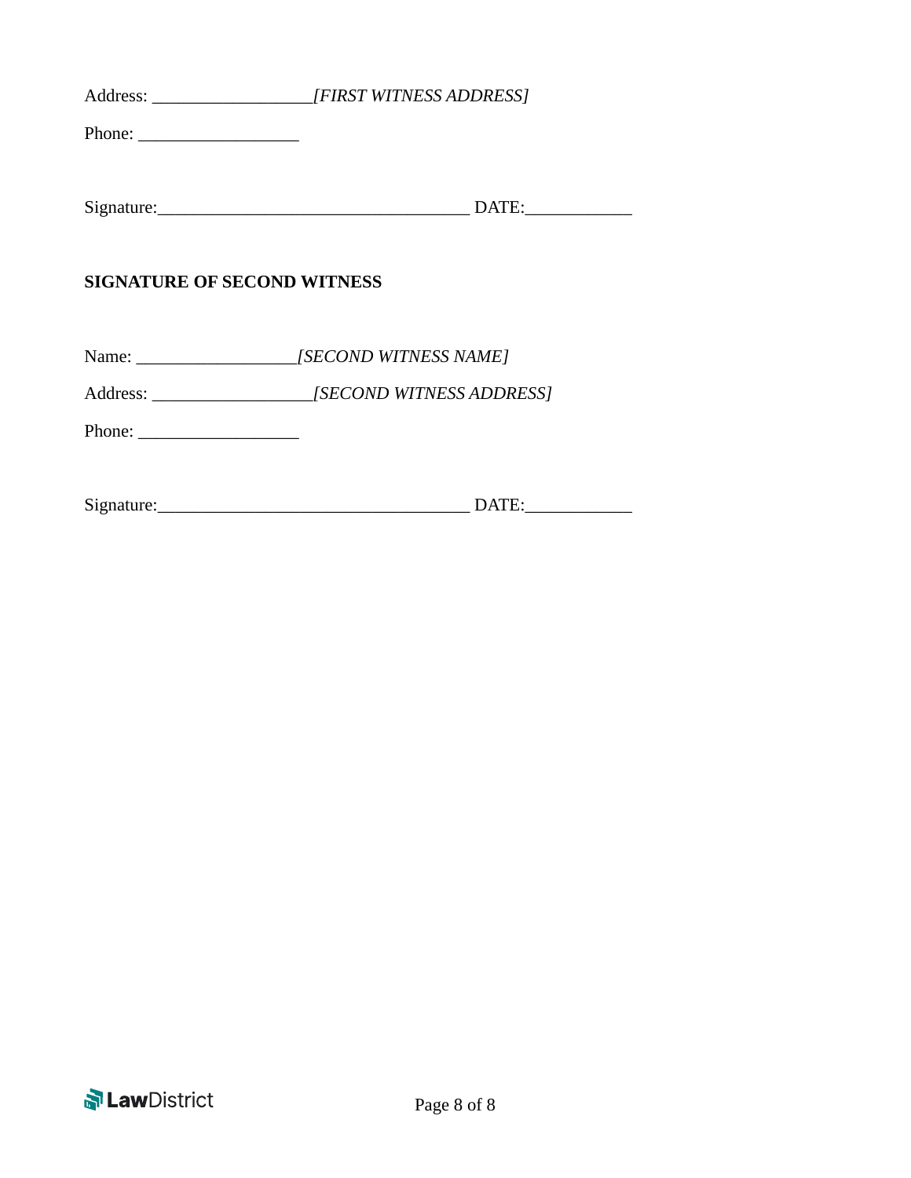Address: __________________*[FIRST WITNESS ADDRESS]*

Phone: __________________

Signature:___________________________________ DATE:____________

**SIGNATURE OF SECOND WITNESS**

Name: __________________*[SECOND WITNESS NAME]*

Address: __________________*[SECOND WITNESS ADDRESS]*

Phone: __________________

Signature:___________________________________ DATE:____________